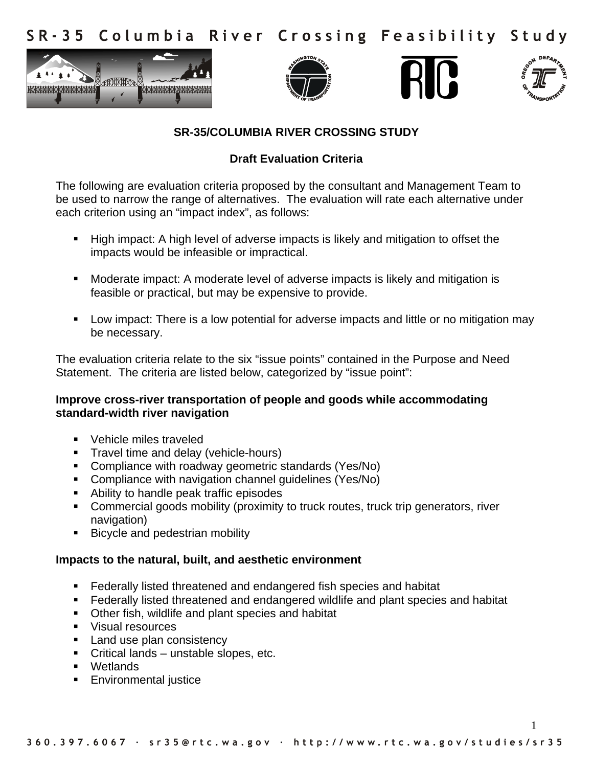# SR-35 Columbia River Crossing Feasibility Study

## SR-35/COLUMBIA RIVER CROSSING STUDY

### Draft Evaluation Criteria

The following are evaluation criteria proposed by the consultant and Management Team to be used to narrow the range of alternatives. The evaluation will rate each alternative under each criterion using an "impact index", as follows:

- High impact: A high level of adverse impacts is likely and mitigation to offset the impacts would be infeasible or impractical.
- Moderate impact: A moderate level of adverse impacts is likely and mitigation is feasible or practical, but may be expensive to provide.
- Low impact: There is a low potential for adverse impacts and little or no mitigation may be necessary.

The evaluation criteria relate to the six "issue points" contained in the Purpose and Need Statement. The criteria are listed below, categorized by "issue point":

**Improve cross-river transportation of people and goods while accommodating standard-width river navigation**

- Vehicle miles traveled
- Travel time and delay (vehicle-hours)
- Compliance with roadway geometric standards (Yes/No)
- Compliance with navigation channel guidelines (Yes/No)
- Ability to handle peak traffic episodes
- Commercial goods mobility (proximity to truck routes, truck trip generators, river navigation)
- Bicycle and pedestrian mobility

**Impacts to the natural, built, and aesthetic environment**

- Federally listed threatened and endangered fish species and habitat
- Federally listed threatened and endangered wildlife and plant species and habitat
- Other fish, wildlife and plant species and habitat
- Visual resources
- Land use plan consistency
- Critical lands – unstable slopes, etc.
- Wetlands
- Environmental justice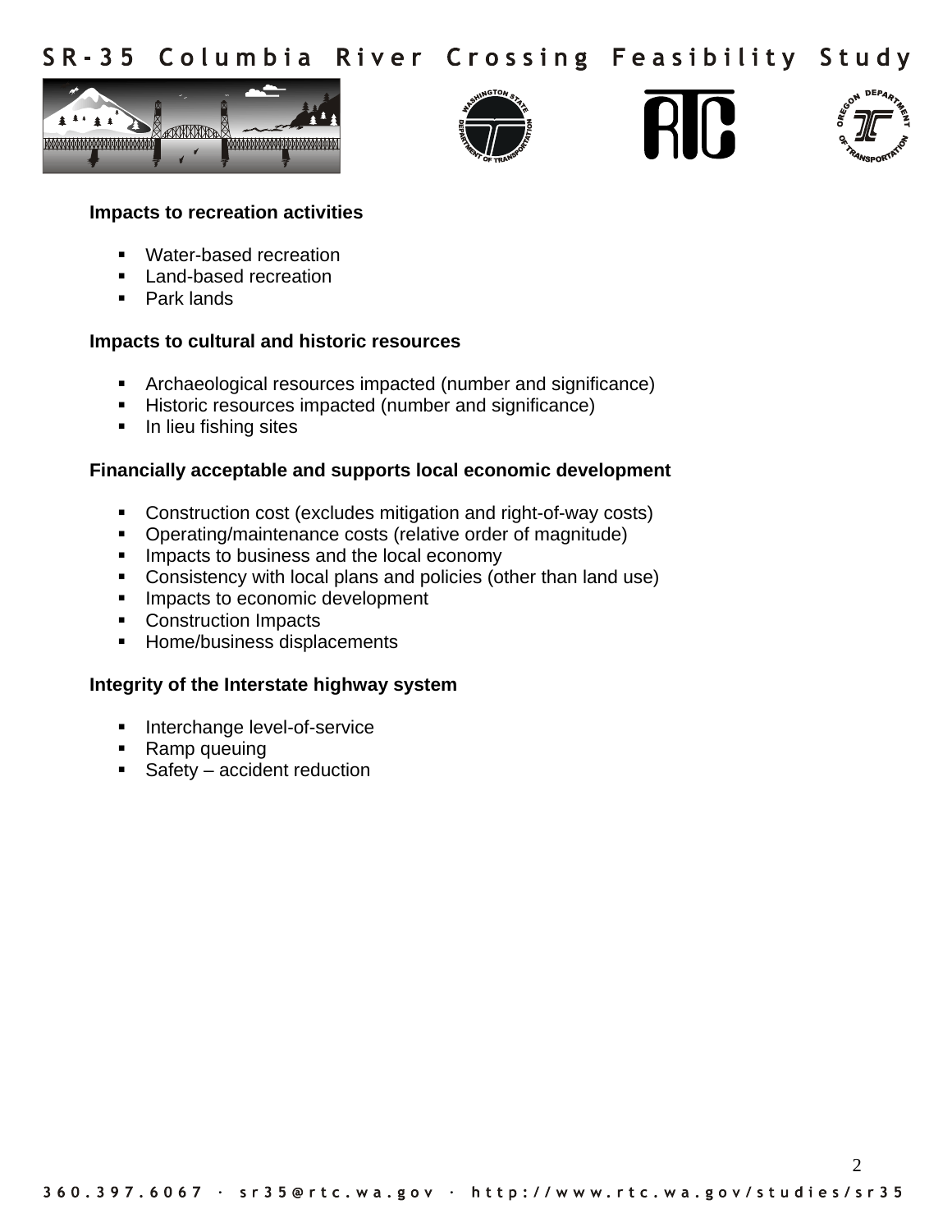**Impacts to recreation activities**

- Water-based recreation
- Land-based recreation
- Park lands

**Impacts to cultural and historic resources**

- Archaeological resources impacted (number and significance)
- Historic resources impacted (number and significance)
- In lieu fishing sites

**Financially acceptable and supports local economic development**

- Construction cost (excludes mitigation and right-of-way costs)
- Operating/maintenance costs (relative order of magnitude)
- Impacts to business and the local economy
- Consistency with local plans and policies (other than land use)
- Impacts to economic development
- Construction Impacts
- Home/business displacements

**Integrity of the Interstate highway system**

- Interchange level-of-service
- Ramp queuing
- Safety – accident reduction